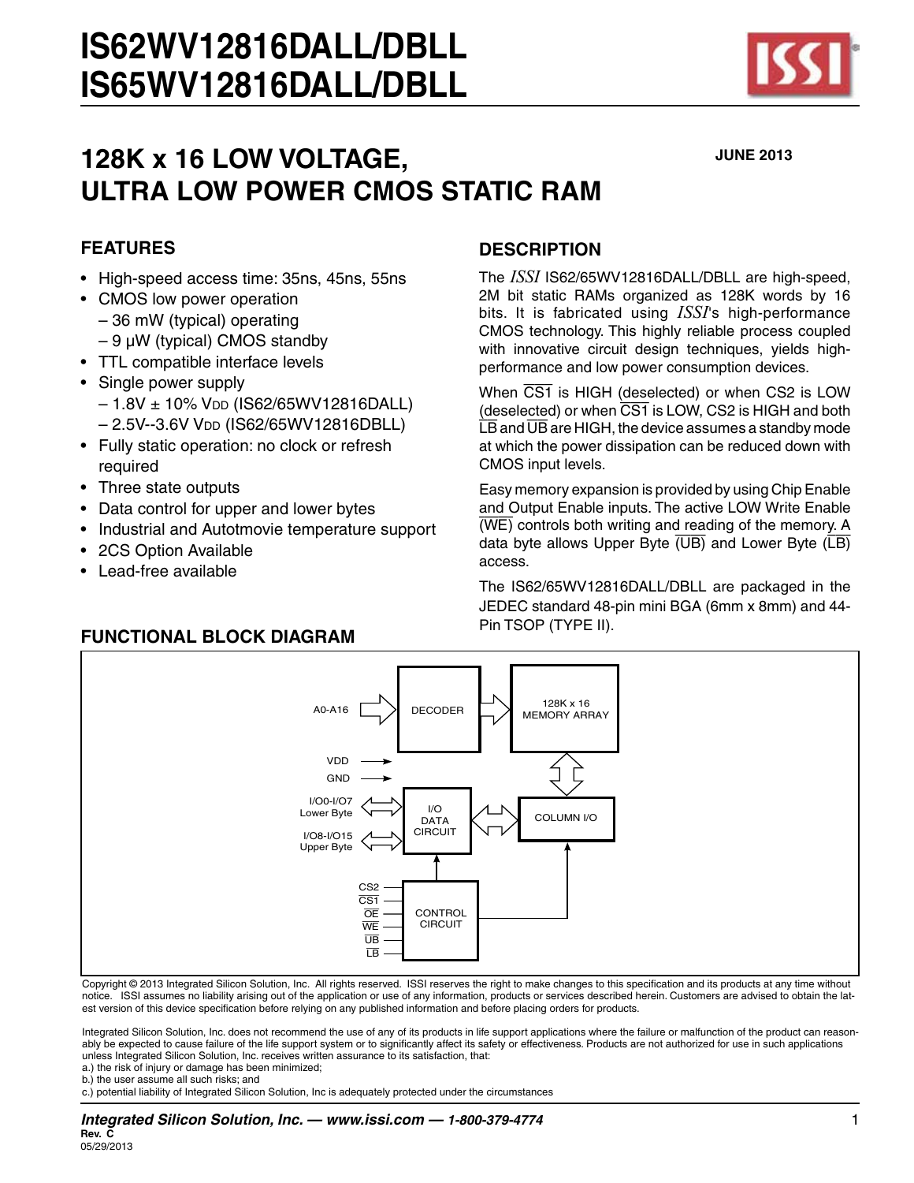# IS62WV12816DALL/DBLL
# IS65WV12816DALL/DBLL

## 128K x 16 LOW VOLTAGE, ULTRA LOW POWER CMOS STATIC RAM

**JUNE 2013**

### FEATURES

- High-speed access time: 35ns, 45ns, 55ns
- CMOS low power operation
  - 36 mW (typical) operating
  - 9 µW (typical) CMOS standby
- TTL compatible interface levels
- Single power supply
  - 1.8V ± 10% $V_{DD}$ (IS62/65WV12816DALL)
  - 2.5V--3.6V $V_{DD}$ (IS62/65WV12816DBLL)
- Fully static operation: no clock or refresh required
- Three state outputs
- Data control for upper and lower bytes
- Industrial and Autotmovie temperature support
- 2CS Option Available
- Lead-free available

### DESCRIPTION

The *ISSI* IS62/65WV12816DALL/DBLL are high-speed, 2M bit static RAMs organized as 128K words by 16 bits. It is fabricated using *ISSI*'s high-performance CMOS technology. This highly reliable process coupled with innovative circuit design techniques, yields high-performance and low power consumption devices.

When CS1 is HIGH (deselected) or when CS2 is LOW (deselected) or when CS1 is LOW, CS2 is HIGH and both LB and UB are HIGH, the device assumes a standby mode at which the power dissipation can be reduced down with CMOS input levels.

Easy memory expansion is provided by using Chip Enable and Output Enable inputs. The active LOW Write Enable (WE) controls both writing and reading of the memory. A data byte allows Upper Byte (UB) and Lower Byte (LB) access.

The IS62/65WV12816DALL/DBLL are packaged in the JEDEC standard 48-pin mini BGA (6mm x 8mm) and 44-Pin TSOP (TYPE II).

### FUNCTIONAL BLOCK DIAGRAM

A0-A16 → DECODER → 128K x 16 MEMORY ARRAY ↔ COLUMN I/O ↔ I/O DATA CIRCUIT

VDD, GND

I/O0-I/O7 Lower Byte ↔ I/O DATA CIRCUIT

I/O8-I/O15 Upper Byte ↔ I/O DATA CIRCUIT

CS2, CS1, OE, WE, UB, LB → CONTROL CIRCUIT → I/O DATA CIRCUIT, COLUMN I/O

Copyright © 2013 Integrated Silicon Solution, Inc. All rights reserved. ISSI reserves the right to make changes to this specification and its products at any time without notice. ISSI assumes no liability arising out of the application or use of any information, products or services described herein. Customers are advised to obtain the latest version of this device specification before relying on any published information and before placing orders for products.

Integrated Silicon Solution, Inc. does not recommend the use of any of its products in life support applications where the failure or malfunction of the product can reasonably be expected to cause failure of the life support system or to significantly affect its safety or effectiveness. Products are not authorized for use in such applications unless Integrated Silicon Solution, Inc. receives written assurance to its satisfaction, that:
a.) the risk of injury or damage has been minimized;
b.) the user assume all such risks; and
c.) potential liability of Integrated Silicon Solution, Inc is adequately protected under the circumstances

Rev. C
05/29/2013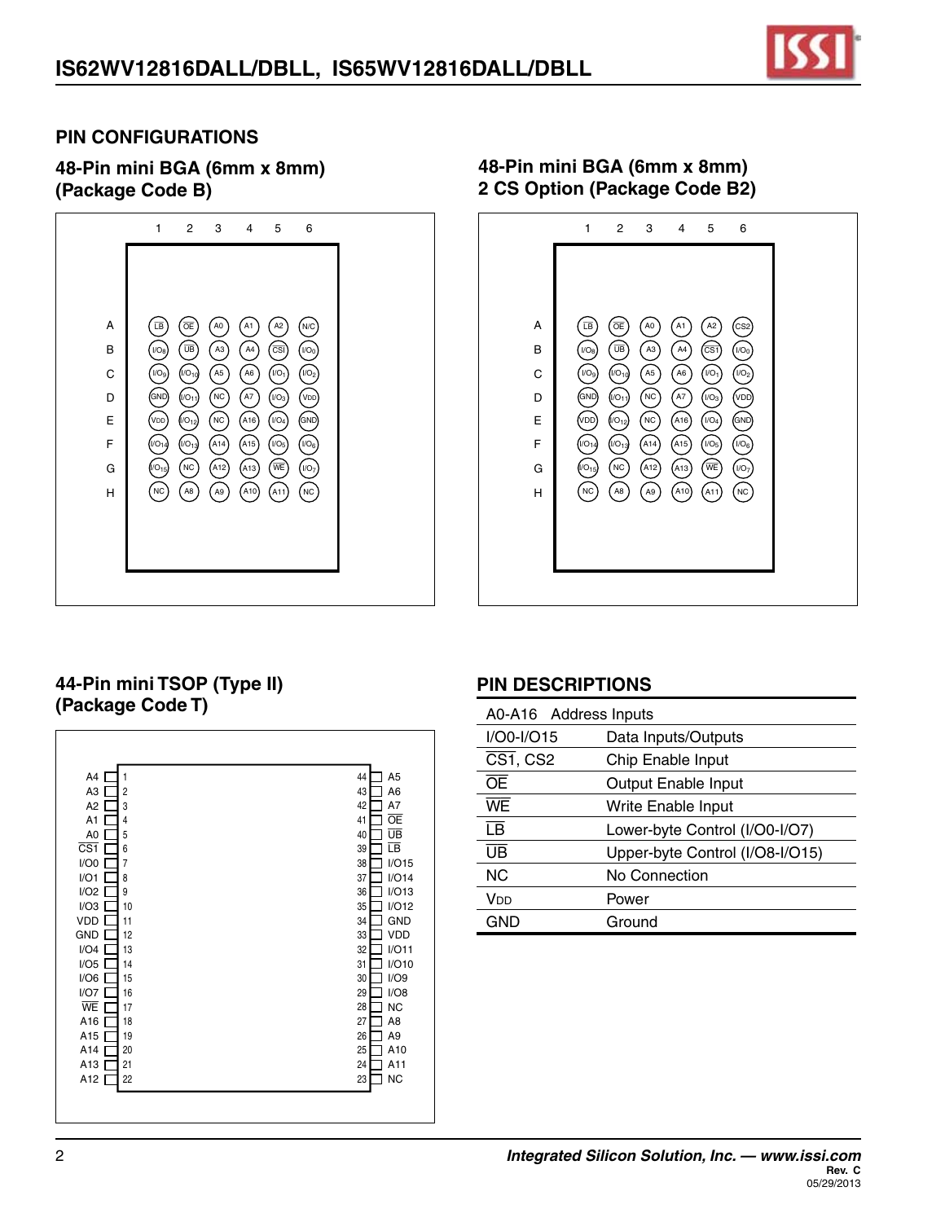## PIN CONFIGURATIONS

### 48-Pin mini BGA (6mm x 8mm) (Package Code B)

|   | 1 | 2 | 3 | 4 | 5 | 6 |
|---|---|---|---|---|---|---|
| A | LB | OE | A0 | A1 | A2 | N/C |
| B | I/O8 | UB | A3 | A4 | CS1 | I/O0 |
| C | I/O9 | I/O10 | A5 | A6 | I/O1 | I/O2 |
| D | GND | I/O11 | NC | A7 | I/O3 | VDD |
| E | VDD | I/O12 | NC | A16 | I/O4 | GND |
| F | I/O14 | I/O13 | A14 | A15 | I/O5 | I/O6 |
| G | I/O15 | NC | A12 | A13 | WE | I/O7 |
| H | NC | A8 | A9 | A10 | A11 | NC |

### 48-Pin mini BGA (6mm x 8mm) 2 CS Option (Package Code B2)

|   | 1 | 2 | 3 | 4 | 5 | 6 |
|---|---|---|---|---|---|---|
| A | LB | OE | A0 | A1 | A2 | CS2 |
| B | I/O8 | UB | A3 | A4 | CS1 | I/O0 |
| C | I/O9 | I/O10 | A5 | A6 | I/O1 | I/O2 |
| D | GND | I/O11 | NC | A7 | I/O3 | VDD |
| E | VDD | I/O12 | NC | A16 | I/O4 | GND |
| F | I/O14 | I/O13 | A14 | A15 | I/O5 | I/O6 |
| G | I/O15 | NC | A12 | A13 | WE | I/O7 |
| H | NC | A8 | A9 | A10 | A11 | NC |

### 44-Pin mini TSOP (Type II) (Package Code T)

| Pin | Name | Pin | Name |
|---|---|---|---|
| 1 | A4 | 44 | A5 |
| 2 | A3 | 43 | A6 |
| 3 | A2 | 42 | A7 |
| 4 | A1 | 41 | OE |
| 5 | A0 | 40 | UB |
| 6 | CS1 | 39 | LB |
| 7 | I/O0 | 38 | I/O15 |
| 8 | I/O1 | 37 | I/O14 |
| 9 | I/O2 | 36 | I/O13 |
| 10 | I/O3 | 35 | I/O12 |
| 11 | VDD | 34 | GND |
| 12 | GND | 33 | VDD |
| 13 | I/O4 | 32 | I/O11 |
| 14 | I/O5 | 31 | I/O10 |
| 15 | I/O6 | 30 | I/O9 |
| 16 | I/O7 | 29 | I/O8 |
| 17 | WE | 28 | NC |
| 18 | A16 | 27 | A8 |
| 19 | A15 | 26 | A9 |
| 20 | A14 | 25 | A10 |
| 21 | A13 | 24 | A11 |
| 22 | A12 | 23 | NC |

## PIN DESCRIPTIONS

| Pin | Description |
|---|---|
| A0-A16 | Address Inputs |
| I/O0-I/O15 | Data Inputs/Outputs |
| CS1, CS2 | Chip Enable Input |
| OE | Output Enable Input |
| WE | Write Enable Input |
| LB | Lower-byte Control (I/O0-I/O7) |
| UB | Upper-byte Control (I/O8-I/O15) |
| NC | No Connection |
| VDD | Power |
| GND | Ground |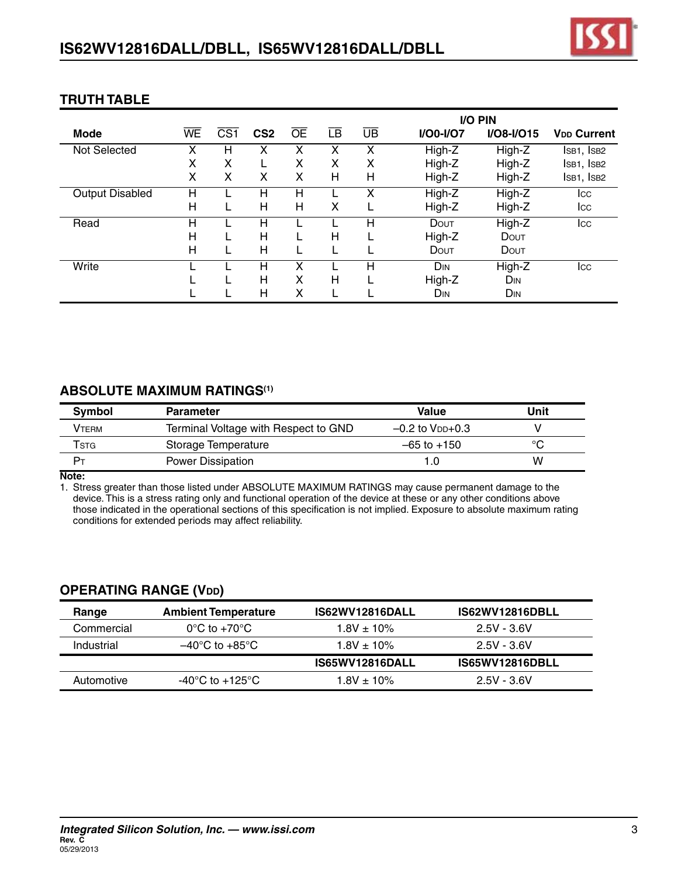## TRUTH TABLE

| Mode | $\overline{WE}$ | $\overline{CS1}$ | CS2 | $\overline{OE}$ | $\overline{LB}$ | $\overline{UB}$ | I/O PIN I/O0-I/O7 | I/O PIN I/O8-I/O15 | $V_{DD}$ Current |
|---|---|---|---|---|---|---|---|---|---|
| Not Selected | X | H | X | X | X | X | High-Z | High-Z | $I_{SB1}$, $I_{SB2}$ |
| | X | X | L | X | X | X | High-Z | High-Z | $I_{SB1}$, $I_{SB2}$ |
| | X | X | X | X | H | H | High-Z | High-Z | $I_{SB1}$, $I_{SB2}$ |
| Output Disabled | H | L | H | H | L | X | High-Z | High-Z | $I_{CC}$ |
| | H | L | H | H | X | L | High-Z | High-Z | $I_{CC}$ |
| Read | H | L | H | L | L | H | $D_{OUT}$ | High-Z | $I_{CC}$ |
| | H | L | H | L | H | L | High-Z | $D_{OUT}$ | |
| | H | L | H | L | L | L | $D_{OUT}$ | $D_{OUT}$ | |
| Write | L | L | H | X | L | H | $D_{IN}$ | High-Z | $I_{CC}$ |
| | L | L | H | X | H | L | High-Z | $D_{IN}$ | |
| | L | L | H | X | L | L | $D_{IN}$ | $D_{IN}$ | |

## ABSOLUTE MAXIMUM RATINGS[1]

| Symbol | Parameter | Value | Unit |
|---|---|---|---|
| $V_{TERM}$ | Terminal Voltage with Respect to GND | –0.2 to $V_{DD}$+0.3 | V |
| $T_{STG}$ | Storage Temperature | –65 to +150 | °C |
| $P_T$ | Power Dissipation | 1.0 | W |

**Note:**

1. Stress greater than those listed under ABSOLUTE MAXIMUM RATINGS may cause permanent damage to the device. This is a stress rating only and functional operation of the device at these or any other conditions above those indicated in the operational sections of this specification is not implied. Exposure to absolute maximum rating conditions for extended periods may affect reliability.

## OPERATING RANGE ($V_{DD}$)

| Range | Ambient Temperature | IS62WV12816DALL | IS62WV12816DBLL |
|---|---|---|---|
| Commercial | 0°C to +70°C | 1.8V ± 10% | 2.5V - 3.6V |
| Industrial | –40°C to +85°C | 1.8V ± 10% | 2.5V - 3.6V |
| | | **IS65WV12816DALL** | **IS65WV12816DBLL** |
| Automotive | -40°C to +125°C | 1.8V ± 10% | 2.5V - 3.6V |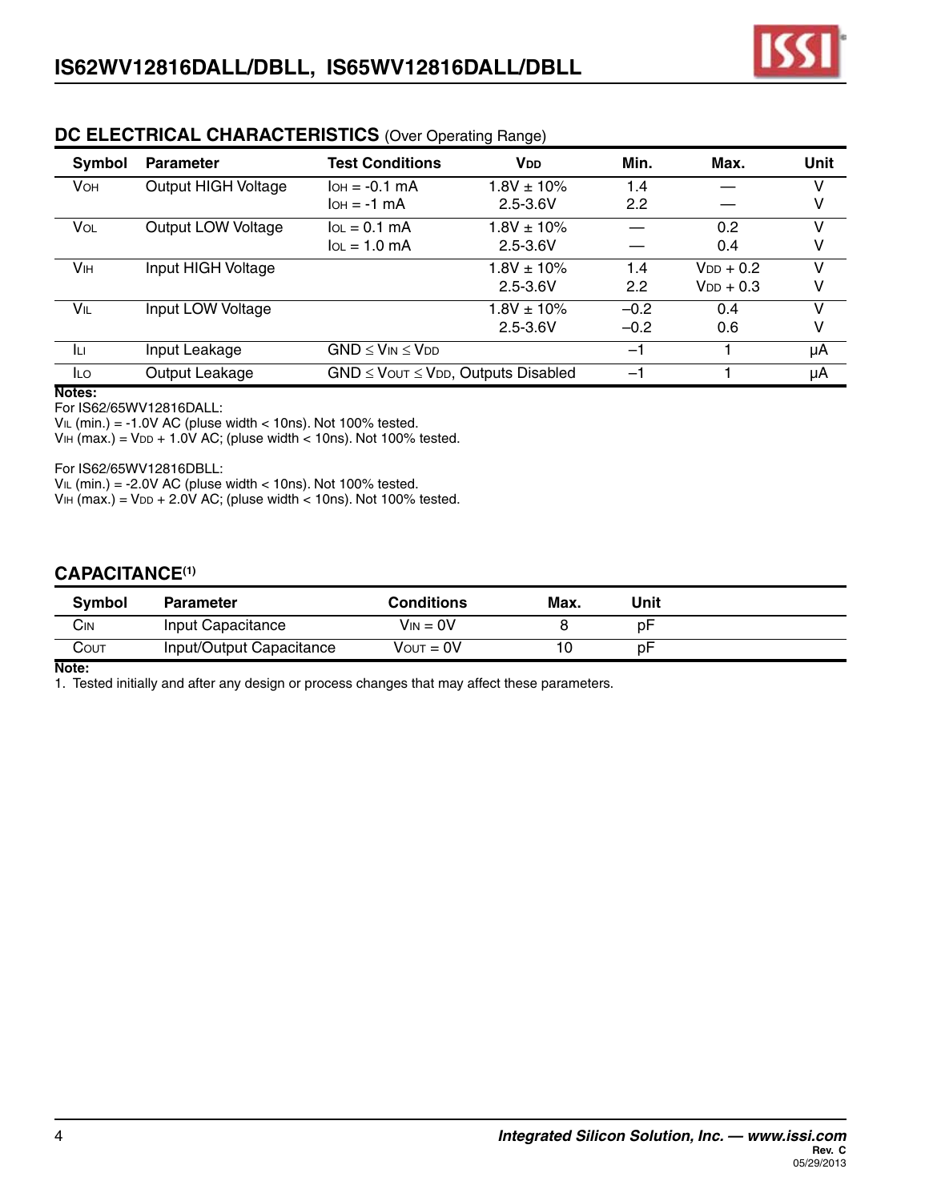## DC ELECTRICAL CHARACTERISTICS (Over Operating Range)

| Symbol | Parameter | Test Conditions | $V_{DD}$ | Min. | Max. | Unit |
|---|---|---|---|---|---|---|
| $V_{OH}$ | Output HIGH Voltage | $I_{OH}$ = -0.1 mA | 1.8V ± 10% | 1.4 | — | V |
| | | $I_{OH}$ = -1 mA | 2.5-3.6V | 2.2 | — | V |
| $V_{OL}$ | Output LOW Voltage | $I_{OL}$ = 0.1 mA | 1.8V ± 10% | — | 0.2 | V |
| | | $I_{OL}$ = 1.0 mA | 2.5-3.6V | — | 0.4 | V |
| $V_{IH}$ | Input HIGH Voltage | | 1.8V ± 10% | 1.4 | $V_{DD}$ + 0.2 | V |
| | | | 2.5-3.6V | 2.2 | $V_{DD}$ + 0.3 | V |
| $V_{IL}$ | Input LOW Voltage | | 1.8V ± 10% | –0.2 | 0.4 | V |
| | | | 2.5-3.6V | –0.2 | 0.6 | V |
| $I_{LI}$ | Input Leakage | GND ≤ $V_{IN}$ ≤ $V_{DD}$ | | –1 | 1 | µA |
| $I_{LO}$ | Output Leakage | GND ≤ $V_{OUT}$ ≤ $V_{DD}$, Outputs Disabled | | –1 | 1 | µA |

**Notes:**

For IS62/65WV12816DALL:
$V_{IL}$ (min.) = -1.0V AC (pluse width < 10ns). Not 100% tested.
$V_{IH}$ (max.) = $V_{DD}$ + 1.0V AC; (pluse width < 10ns). Not 100% tested.

For IS62/65WV12816DBLL:
$V_{IL}$ (min.) = -2.0V AC (pluse width < 10ns). Not 100% tested.
$V_{IH}$ (max.) = $V_{DD}$ + 2.0V AC; (pluse width < 10ns). Not 100% tested.

## CAPACITANCE[1]

| Symbol | Parameter | Conditions | Max. | Unit |
|---|---|---|---|---|
| $C_{IN}$ | Input Capacitance | $V_{IN}$ = 0V | 8 | pF |
| $C_{OUT}$ | Input/Output Capacitance | $V_{OUT}$ = 0V | 10 | pF |

**Note:**

1. Tested initially and after any design or process changes that may affect these parameters.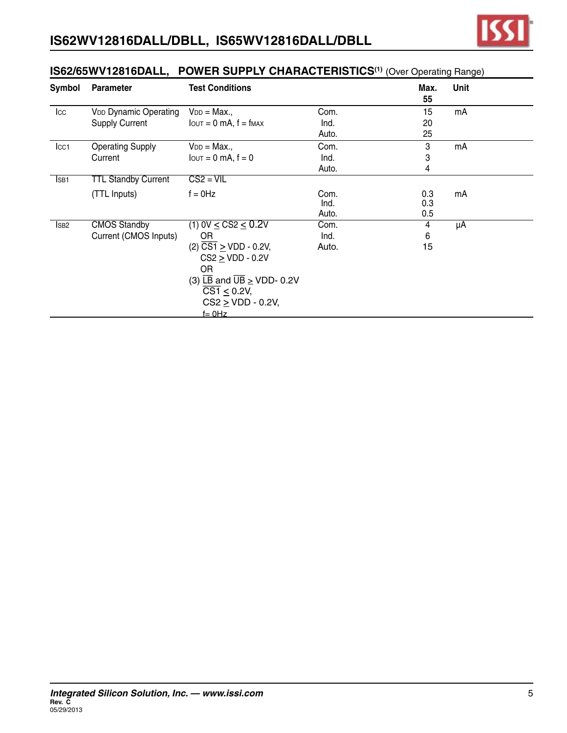## IS62/65WV12816DALL, POWER SUPPLY CHARACTERISTICS(1) (Over Operating Range)

| Symbol | Parameter | Test Conditions | | Max. 55 | Unit |
|---|---|---|---|---|---|
| $I_{CC}$ | $V_{DD}$ Dynamic Operating Supply Current | $V_{DD}$ = Max., $I_{OUT}$ = 0 mA, f = $f_{MAX}$ | Com.<br>Ind.<br>Auto. | 15<br>20<br>25 | mA |
| $I_{CC1}$ | Operating Supply Current | $V_{DD}$ = Max., $I_{OUT}$ = 0 mA, f = 0 | Com.<br>Ind.<br>Auto. | 3<br>3<br>4 | mA |
| $I_{SB1}$ | TTL Standby Current (TTL Inputs) | CS2 = VIL<br>f = 0Hz | Com.<br>Ind.<br>Auto. | 0.3<br>0.3<br>0.5 | mA |
| $I_{SB2}$ | CMOS Standby Current (CMOS Inputs) | (1) 0V ≤ CS2 ≤ 0.2V<br>OR<br>(2) $\overline{CS1}$ ≥ VDD - 0.2V, CS2 ≥ VDD - 0.2V<br>OR<br>(3) $\overline{LB}$ and $\overline{UB}$ ≥ VDD- 0.2V $\overline{CS1}$ ≤ 0.2V, CS2 ≥ VDD - 0.2V, f= 0Hz | Com.<br>Ind.<br>Auto. | 4<br>6<br>15 | µA |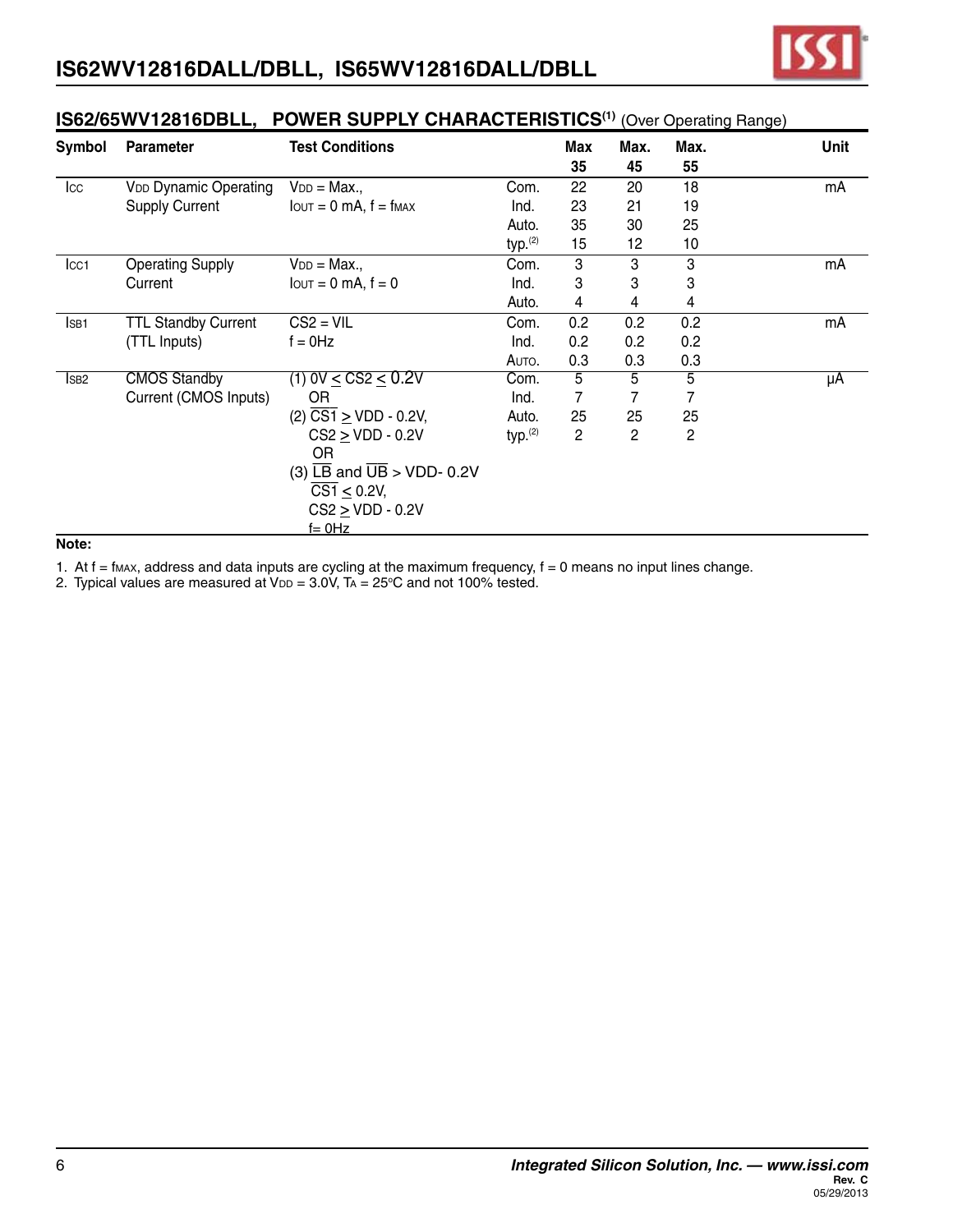## IS62/65WV12816DBLL, POWER SUPPLY CHARACTERISTICS[1] (Over Operating Range)

| Symbol | Parameter | Test Conditions | | Max 35 | Max. 45 | Max. 55 | Unit |
|---|---|---|---|---|---|---|---|
| $I_{CC}$ | $V_{DD}$ Dynamic Operating Supply Current | $V_{DD}$ = Max., $I_{OUT}$ = 0 mA, f = $f_{MAX}$ | Com. | 22 | 20 | 18 | mA |
| | | | Ind. | 23 | 21 | 19 | |
| | | | Auto. | 35 | 30 | 25 | |
| | | | typ.[2] | 15 | 12 | 10 | |
| $I_{CC1}$ | Operating Supply Current | $V_{DD}$ = Max., $I_{OUT}$ = 0 mA, f = 0 | Com. | 3 | 3 | 3 | mA |
| | | | Ind. | 3 | 3 | 3 | |
| | | | Auto. | 4 | 4 | 4 | |
| $I_{SB1}$ | TTL Standby Current (TTL Inputs) | CS2 = VIL f = 0Hz | Com. | 0.2 | 0.2 | 0.2 | mA |
| | | | Ind. | 0.2 | 0.2 | 0.2 | |
| | | | Auto. | 0.3 | 0.3 | 0.3 | |
| $I_{SB2}$ | CMOS Standby Current (CMOS Inputs) | (1) 0V ≤ CS2 ≤ 0.2V OR (2) $\overline{CS1}$ ≥ VDD - 0.2V, CS2 ≥ VDD - 0.2V OR (3) $\overline{LB}$ and $\overline{UB}$ > VDD- 0.2V $\overline{CS1}$ ≤ 0.2V, CS2 ≥ VDD - 0.2V f= 0Hz | Com. | 5 | 5 | 5 | µA |
| | | | Ind. | 7 | 7 | 7 | |
| | | | Auto. | 25 | 25 | 25 | |
| | | | typ.[2] | 2 | 2 | 2 | |

**Note:**

1. At f = $f_{MAX}$, address and data inputs are cycling at the maximum frequency, f = 0 means no input lines change.
2. Typical values are measured at $V_{DD}$ = 3.0V, $T_A$ = 25°C and not 100% tested.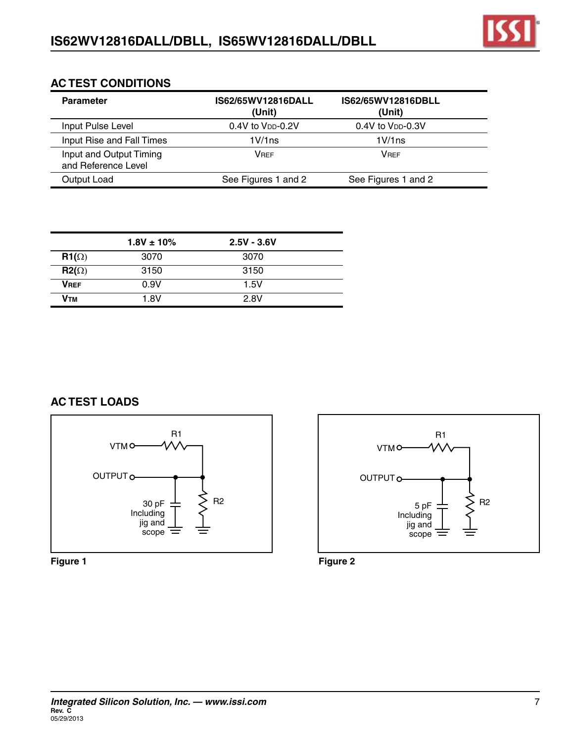## AC TEST CONDITIONS

| Parameter | IS62/65WV12816DALL (Unit) | IS62/65WV12816DBLL (Unit) |
|---|---|---|
| Input Pulse Level | 0.4V to $V_{DD}$-0.2V | 0.4V to $V_{DD}$-0.3V |
| Input Rise and Fall Times | 1V/1ns | 1V/1ns |
| Input and Output Timing and Reference Level | $V_{REF}$ | $V_{REF}$ |
| Output Load | See Figures 1 and 2 | See Figures 1 and 2 |

| | 1.8V ± 10% | 2.5V - 3.6V |
|---|---|---|
| **R1(Ω)** | 3070 | 3070 |
| **R2(Ω)** | 3150 | 3150 |
| **$V_{REF}$** | 0.9V | 1.5V |
| **$V_{TM}$** | 1.8V | 2.8V |

## AC TEST LOADS

VTM, R1, OUTPUT, R2, 30 pF Including jig and scope

**Figure 1**

VTM, R1, OUTPUT, R2, 5 pF Including jig and scope

**Figure 2**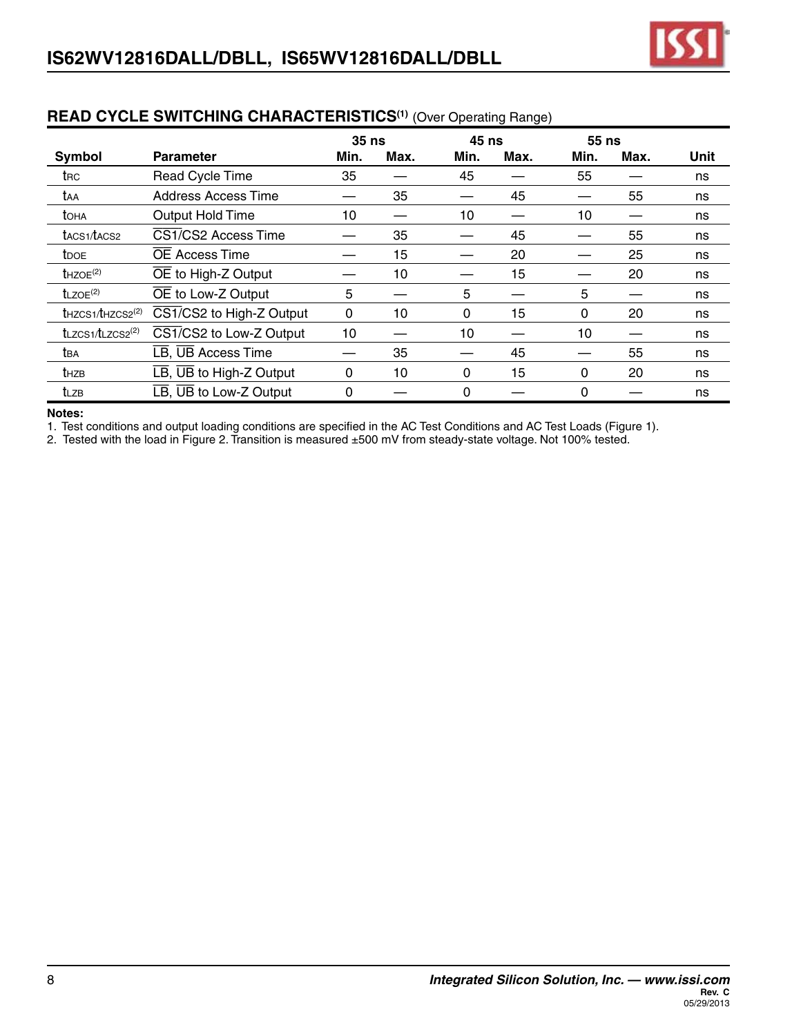## READ CYCLE SWITCHING CHARACTERISTICS[1] (Over Operating Range)

| Symbol | Parameter | 35 ns | | 45 ns | | 55 ns | | Unit |
|---|---|---|---|---|---|---|---|---|
| | | Min. | Max. | Min. | Max. | Min. | Max. | |
| $t_{RC}$ | Read Cycle Time | 35 | — | 45 | — | 55 | — | ns |
| $t_{AA}$ | Address Access Time | — | 35 | — | 45 | — | 55 | ns |
| $t_{OHA}$ | Output Hold Time | 10 | — | 10 | — | 10 | — | ns |
| $t_{ACS1}/t_{ACS2}$ | $\overline{CS1}$/CS2 Access Time | — | 35 | — | 45 | — | 55 | ns |
| $t_{DOE}$ | $\overline{OE}$ Access Time | — | 15 | — | 20 | — | 25 | ns |
| $t_{HZOE}$[2] | $\overline{OE}$ to High-Z Output | — | 10 | — | 15 | — | 20 | ns |
| $t_{LZOE}$[2] | $\overline{OE}$ to Low-Z Output | 5 | — | 5 | — | 5 | — | ns |
| $t_{HZCS1}/t_{HZCS2}$[2] | $\overline{CS1}$/CS2 to High-Z Output | 0 | 10 | 0 | 15 | 0 | 20 | ns |
| $t_{LZCS1}/t_{LZCS2}$[2] | $\overline{CS1}$/CS2 to Low-Z Output | 10 | — | 10 | — | 10 | — | ns |
| $t_{BA}$ | $\overline{LB}$, $\overline{UB}$ Access Time | — | 35 | — | 45 | — | 55 | ns |
| $t_{HZB}$ | $\overline{LB}$, $\overline{UB}$ to High-Z Output | 0 | 10 | 0 | 15 | 0 | 20 | ns |
| $t_{LZB}$ | $\overline{LB}$, $\overline{UB}$ to Low-Z Output | 0 | — | 0 | — | 0 | — | ns |

**Notes:**
1. Test conditions and output loading conditions are specified in the AC Test Conditions and AC Test Loads (Figure 1).
2. Tested with the load in Figure 2. Transition is measured ±500 mV from steady-state voltage. Not 100% tested.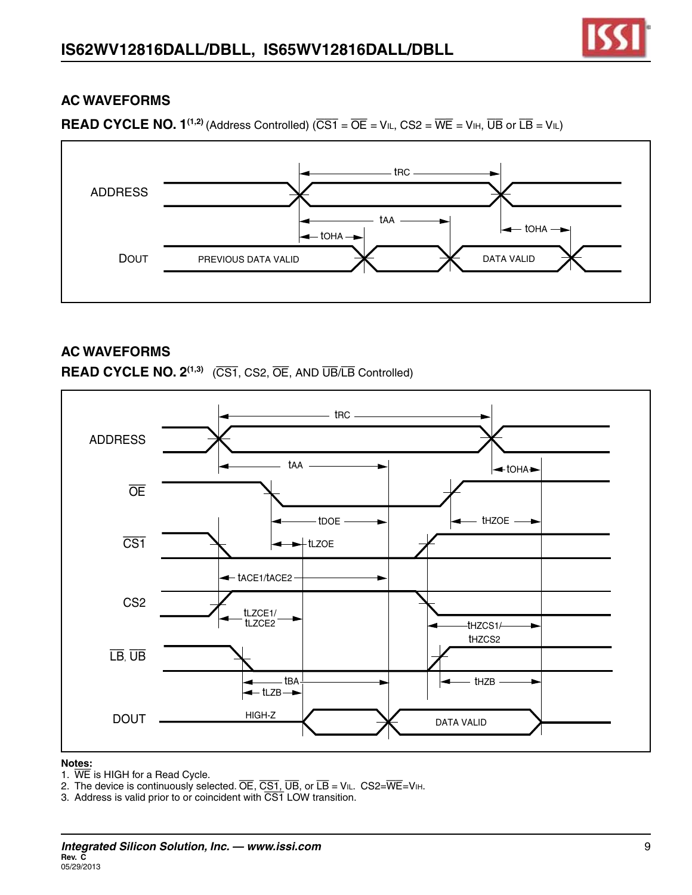## AC WAVEFORMS

**READ CYCLE NO. 1**(1,2) (Address Controlled) ($\overline{CS1}$ = $\overline{OE}$ = VIL, CS2 = $\overline{WE}$ = VIH, $\overline{UB}$ or $\overline{LB}$ = VIL)

ADDRESS

tRC

tAA

tOHA

tOHA

DOUT

PREVIOUS DATA VALID

DATA VALID

## AC WAVEFORMS

**READ CYCLE NO. 2**(1,3) ($\overline{CS1}$, CS2, $\overline{OE}$, AND $\overline{UB}$/$\overline{LB}$ Controlled)

ADDRESS

tRC

tAA

tOHA

$\overline{OE}$

tDOE

tHZOE

$\overline{CS1}$

tLZOE

tACE1/tACE2

CS2

tLZCE1/ tLZCE2

tHZCS1/ tHZCS2

$\overline{LB}$, $\overline{UB}$

tBA

tLZB

tHZB

DOUT

HIGH-Z

DATA VALID

**Notes:**

1. $\overline{WE}$ is HIGH for a Read Cycle.
2. The device is continuously selected. $\overline{OE}$, $\overline{CS1}$, $\overline{UB}$, or $\overline{LB}$ = VIL. CS2=$\overline{WE}$=VIH.
3. Address is valid prior to or coincident with $\overline{CS1}$ LOW transition.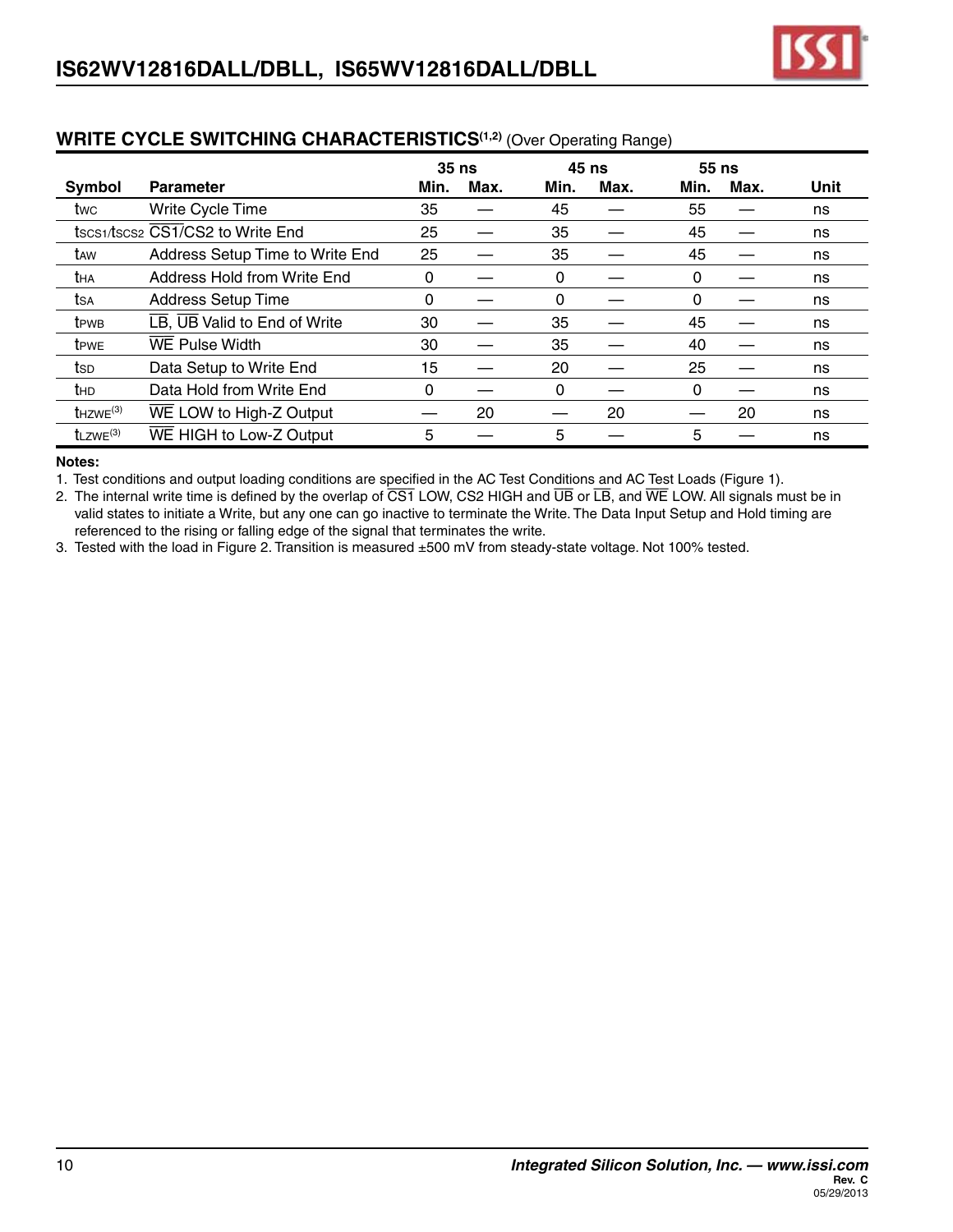## WRITE CYCLE SWITCHING CHARACTERISTICS[1,2] (Over Operating Range)

| Symbol | Parameter | 35 ns Min. | 35 ns Max. | 45 ns Min. | 45 ns Max. | 55 ns Min. | 55 ns Max. | Unit |
|---|---|---|---|---|---|---|---|---|
| $t_{WC}$ | Write Cycle Time | 35 | — | 45 | — | 55 | — | ns |
| $t_{SCS1}/t_{SCS2}$ | $\overline{CS1}$/CS2 to Write End | 25 | — | 35 | — | 45 | — | ns |
| $t_{AW}$ | Address Setup Time to Write End | 25 | — | 35 | — | 45 | — | ns |
| $t_{HA}$ | Address Hold from Write End | 0 | — | 0 | — | 0 | — | ns |
| $t_{SA}$ | Address Setup Time | 0 | — | 0 | — | 0 | — | ns |
| $t_{PWB}$ | $\overline{LB}$, $\overline{UB}$ Valid to End of Write | 30 | — | 35 | — | 45 | — | ns |
| $t_{PWE}$ | $\overline{WE}$ Pulse Width | 30 | — | 35 | — | 40 | — | ns |
| $t_{SD}$ | Data Setup to Write End | 15 | — | 20 | — | 25 | — | ns |
| $t_{HD}$ | Data Hold from Write End | 0 | — | 0 | — | 0 | — | ns |
| $t_{HZWE}$[3] | $\overline{WE}$ LOW to High-Z Output | — | 20 | — | 20 | — | 20 | ns |
| $t_{LZWE}$[3] | $\overline{WE}$ HIGH to Low-Z Output | 5 | — | 5 | — | 5 | — | ns |

**Notes:**

1. Test conditions and output loading conditions are specified in the AC Test Conditions and AC Test Loads (Figure 1).
2. The internal write time is defined by the overlap of $\overline{CS1}$ LOW, CS2 HIGH and $\overline{UB}$ or $\overline{LB}$, and $\overline{WE}$ LOW. All signals must be in valid states to initiate a Write, but any one can go inactive to terminate the Write. The Data Input Setup and Hold timing are referenced to the rising or falling edge of the signal that terminates the write.
3. Tested with the load in Figure 2. Transition is measured ±500 mV from steady-state voltage. Not 100% tested.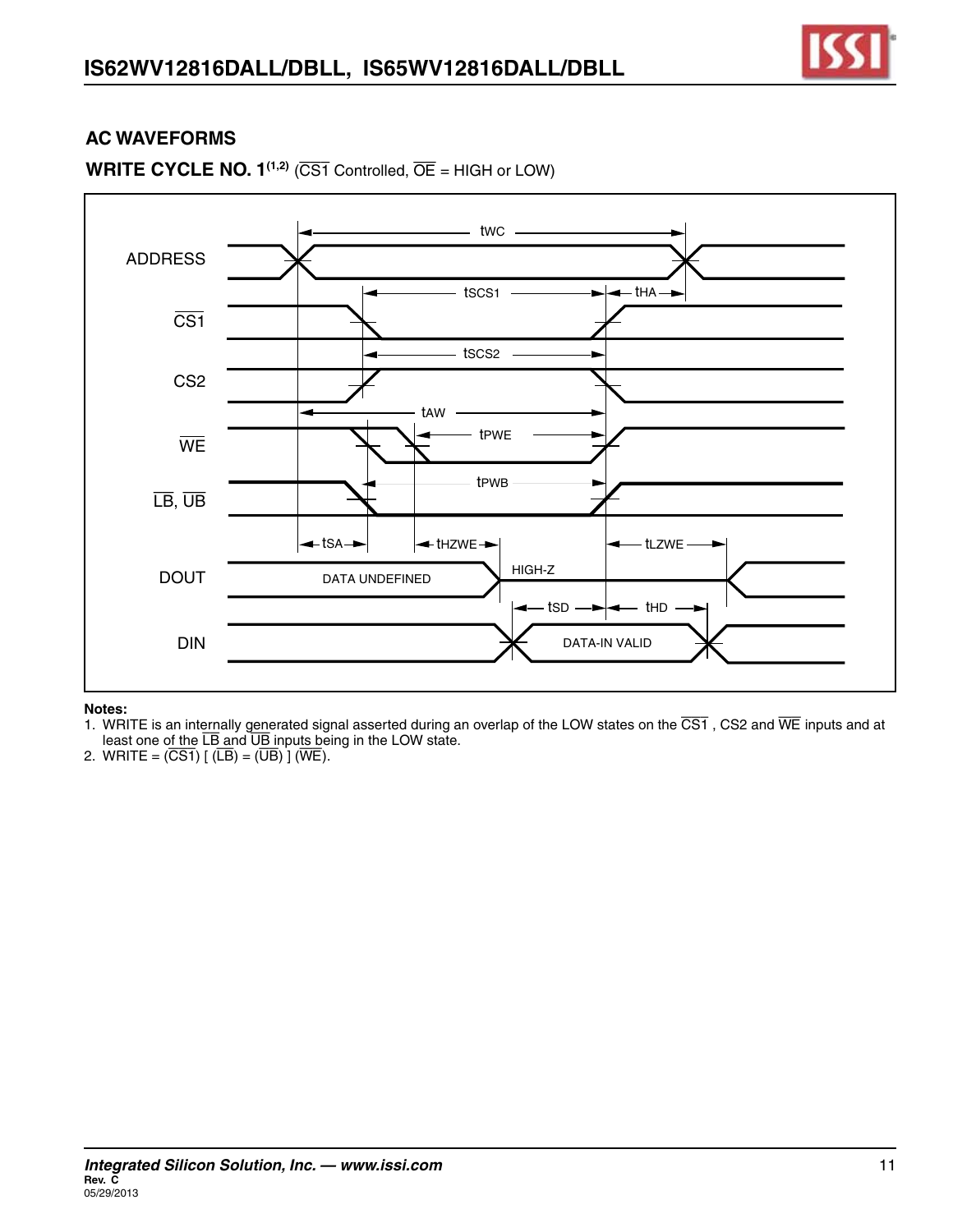## AC WAVEFORMS

### WRITE CYCLE NO. 1[(1,2)] (CS1 Controlled, OE = HIGH or LOW)

ADDRESS

CS1

CS2

WE

LB, UB

DOUT

DIN

tWC

tSCS1

tHA

tSCS2

tAW

tPWE

tPWB

tSA

tHZWE

tLZWE

DATA UNDEFINED

HIGH-Z

tSD

tHD

DATA-IN VALID

**Notes:**

1. WRITE is an internally generated signal asserted during an overlap of the LOW states on the CS1 , CS2 and WE inputs and at least one of the LB and UB inputs being in the LOW state.
2. WRITE = (CS1) [ (LB) = (UB) ] (WE).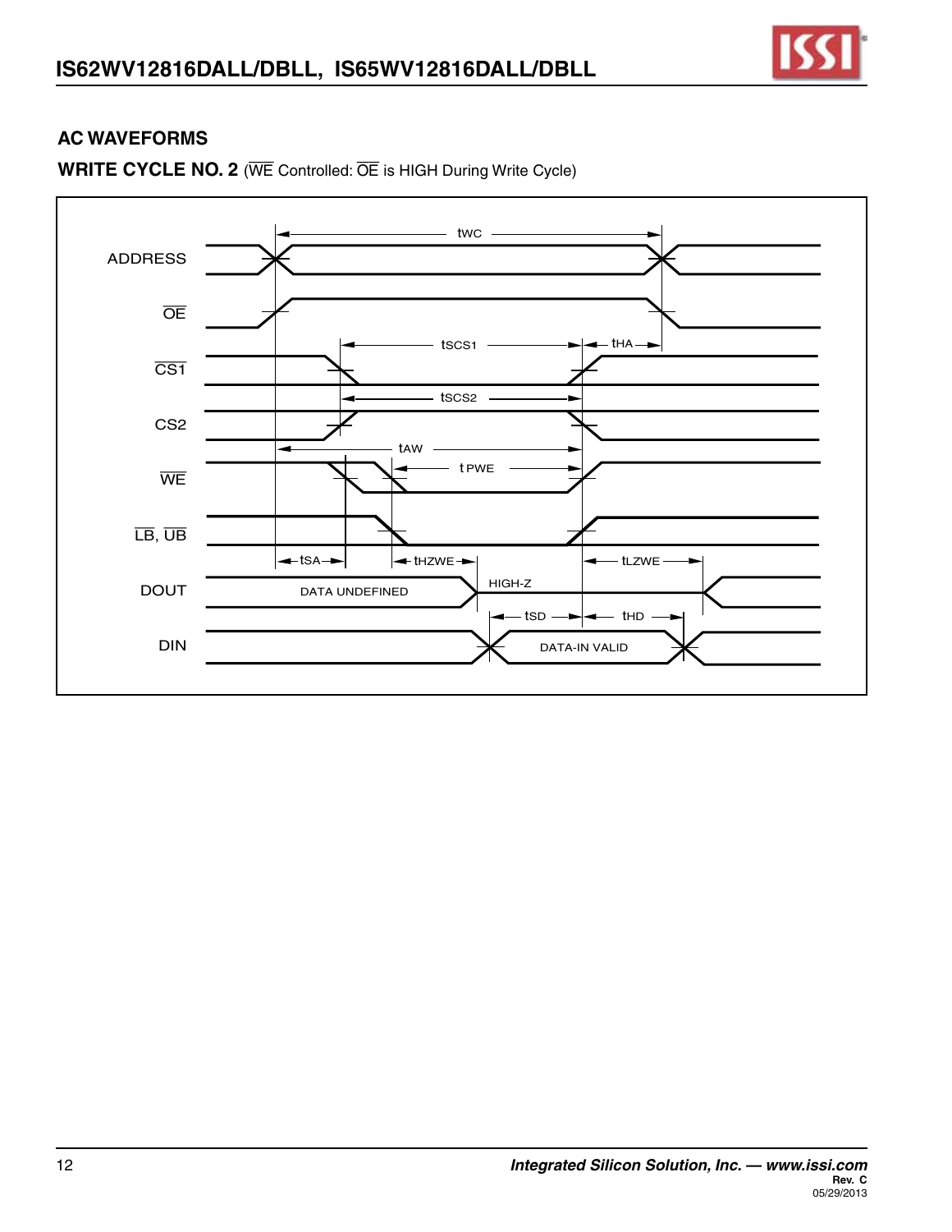## AC WAVEFORMS

**WRITE CYCLE NO. 2** ($\overline{WE}$ Controlled: $\overline{OE}$ is HIGH During Write Cycle)

ADDRESS

$\overline{OE}$

$\overline{CS1}$

CS2

$\overline{WE}$

$\overline{LB}$, $\overline{UB}$

DOUT

DIN

tWC, tSCS1, tHA, tSCS2, tAW, tPWE, tSA, tHZWE, tLZWE, tSD, tHD

DATA UNDEFINED

HIGH-Z

DATA-IN VALID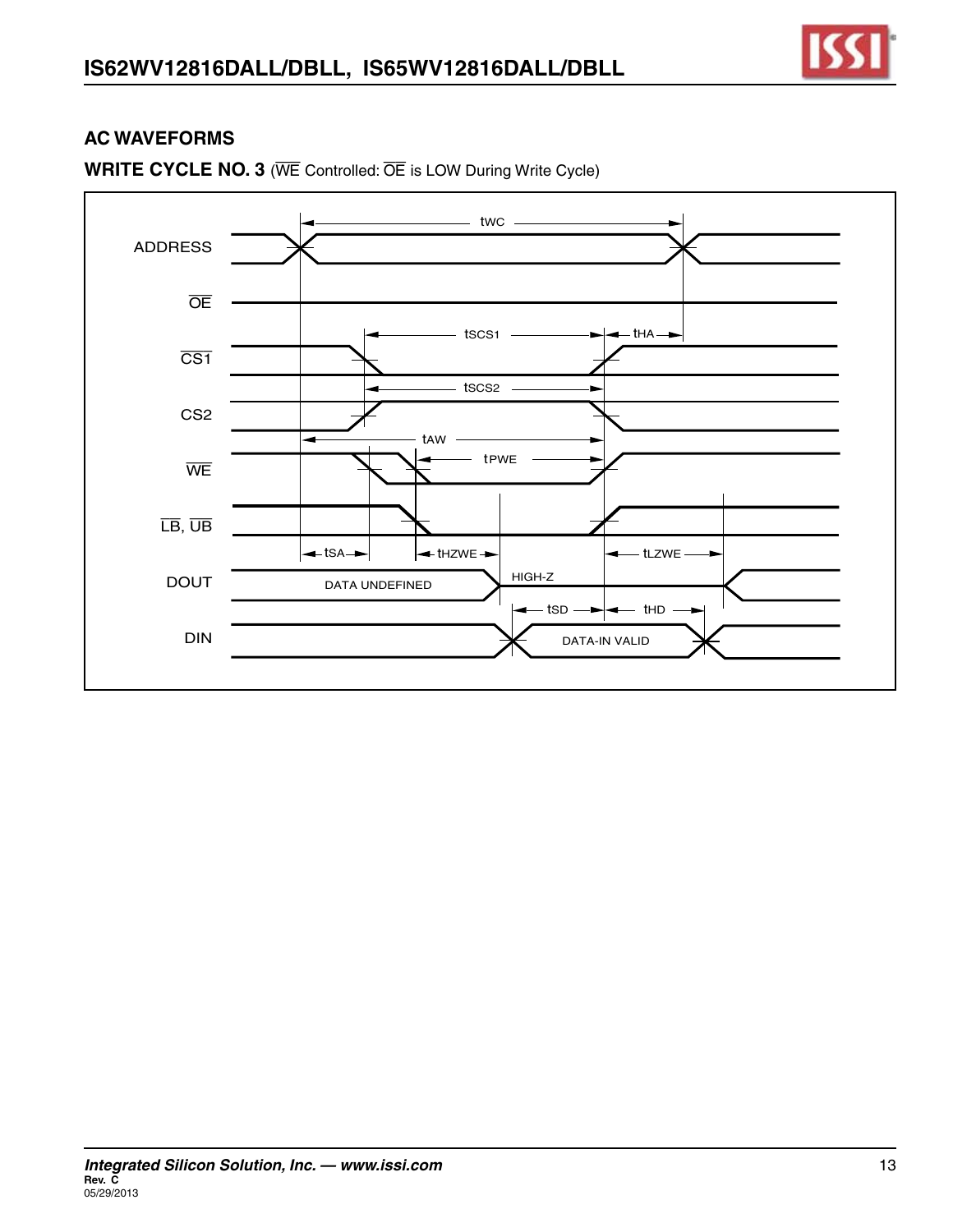## AC WAVEFORMS

**WRITE CYCLE NO. 3** (WE Controlled: OE is LOW During Write Cycle)

ADDRESS

OE

CS1

CS2

WE

LB, UB

DOUT

DIN

tWC

tSCS1

tHA

tSCS2

tAW

tPWE

tSA

tHZWE

tLZWE

DATA UNDEFINED

HIGH-Z

tSD

tHD

DATA-IN VALID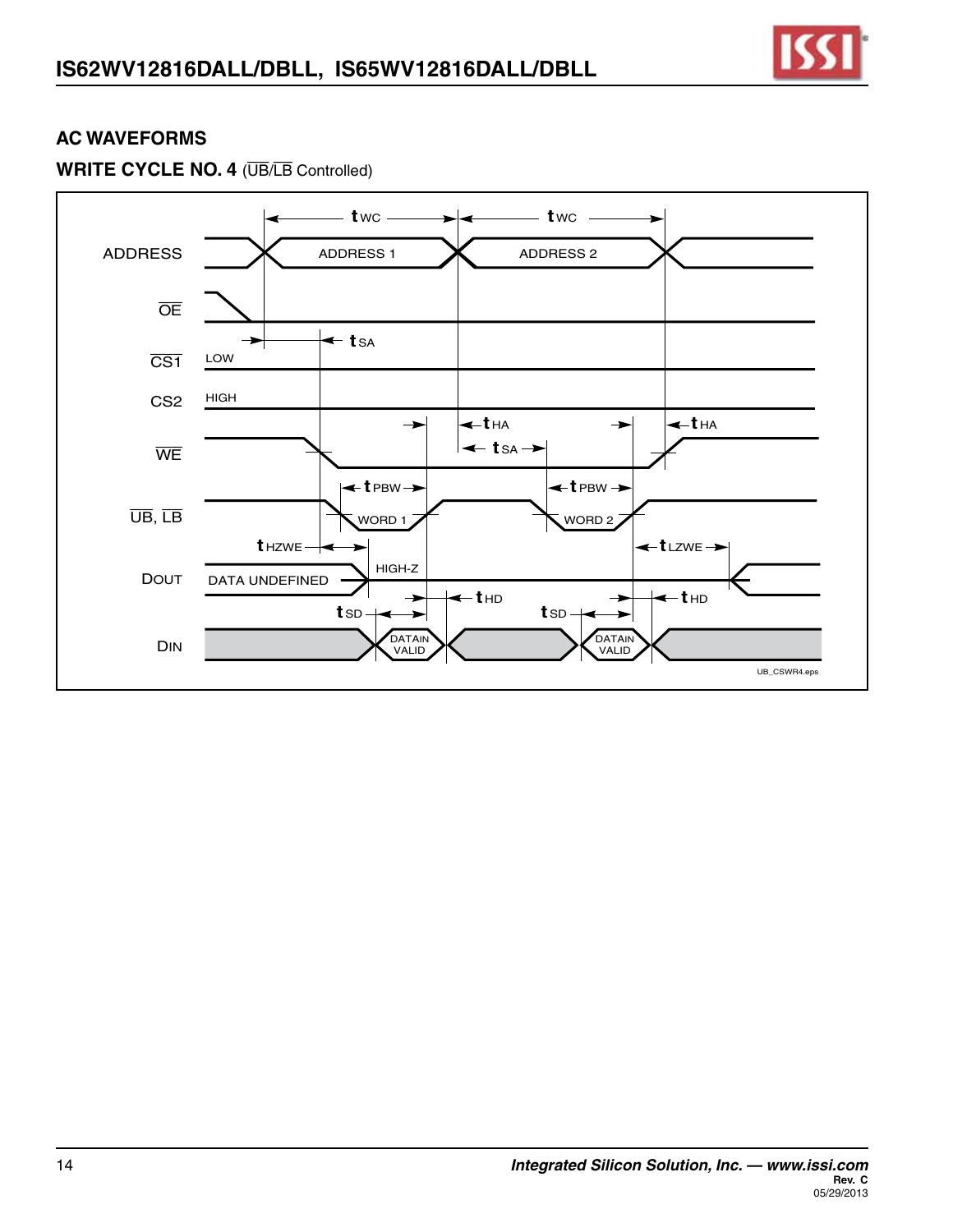## AC WAVEFORMS

### WRITE CYCLE NO. 4 (UB/LB Controlled)

| Signal | Description |
|---|---|
| ADDRESS | ADDRESS 1 ($t_{WC}$), ADDRESS 2 ($t_{WC}$) |
| OE | |
| CS1 | LOW |
| CS2 | HIGH |
| WE | $t_{SA}$, $t_{HA}$ |
| UB, LB | WORD 1 ($t_{PBW}$), WORD 2 ($t_{PBW}$) |
| DOUT | DATA UNDEFINED, HIGH-Z ($t_{HZWE}$, $t_{LZWE}$) |
| DIN | DATAIN VALID ($t_{SD}$, $t_{HD}$), DATAIN VALID ($t_{SD}$, $t_{HD}$) |

UB_CSWR4.eps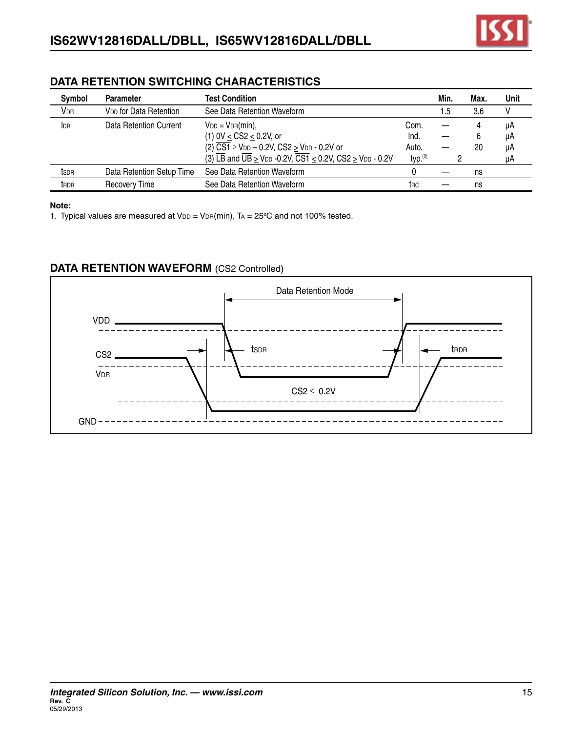## DATA RETENTION SWITCHING CHARACTERISTICS

| Symbol | Parameter | Test Condition | | Min. | Max. | Unit |
|---|---|---|---|---|---|---|
| $V_{DR}$ | $V_{DD}$ for Data Retention | See Data Retention Waveform | | 1.5 | 3.6 | V |
| $I_{DR}$ | Data Retention Current | $V_{DD} = V_{DR}$(min),<br>(1) 0V ≤ CS2 ≤ 0.2V, or<br>(2) $\overline{CS1} \geq V_{DD} - 0.2V$, CS2 ≥ $V_{DD}$ - 0.2V or<br>(3) $\overline{LB}$ and $\overline{UB} \geq V_{DD}$ -0.2V, $\overline{CS1} \leq$ 0.2V, CS2 ≥ $V_{DD}$ - 0.2V | Com.<br>Ind.<br>Auto.<br>typ.[2] | —<br>—<br>—<br>2 | 4<br>6<br>20 | µA<br>µA<br>µA<br>µA |
| $t_{SDR}$ | Data Retention Setup Time | See Data Retention Waveform | | 0 | — | ns |
| $t_{RDR}$ | Recovery Time | See Data Retention Waveform | | $t_{RC}$ | — | ns |

**Note:**

1. Typical values are measured at $V_{DD} = V_{DR}$(min), $T_A$ = 25°C and not 100% tested.

## DATA RETENTION WAVEFORM (CS2 Controlled)

Data Retention Mode

VDD

CS2

$V_{DR}$

$t_{SDR}$

$t_{RDR}$

CS2 ≤ 0.2V

GND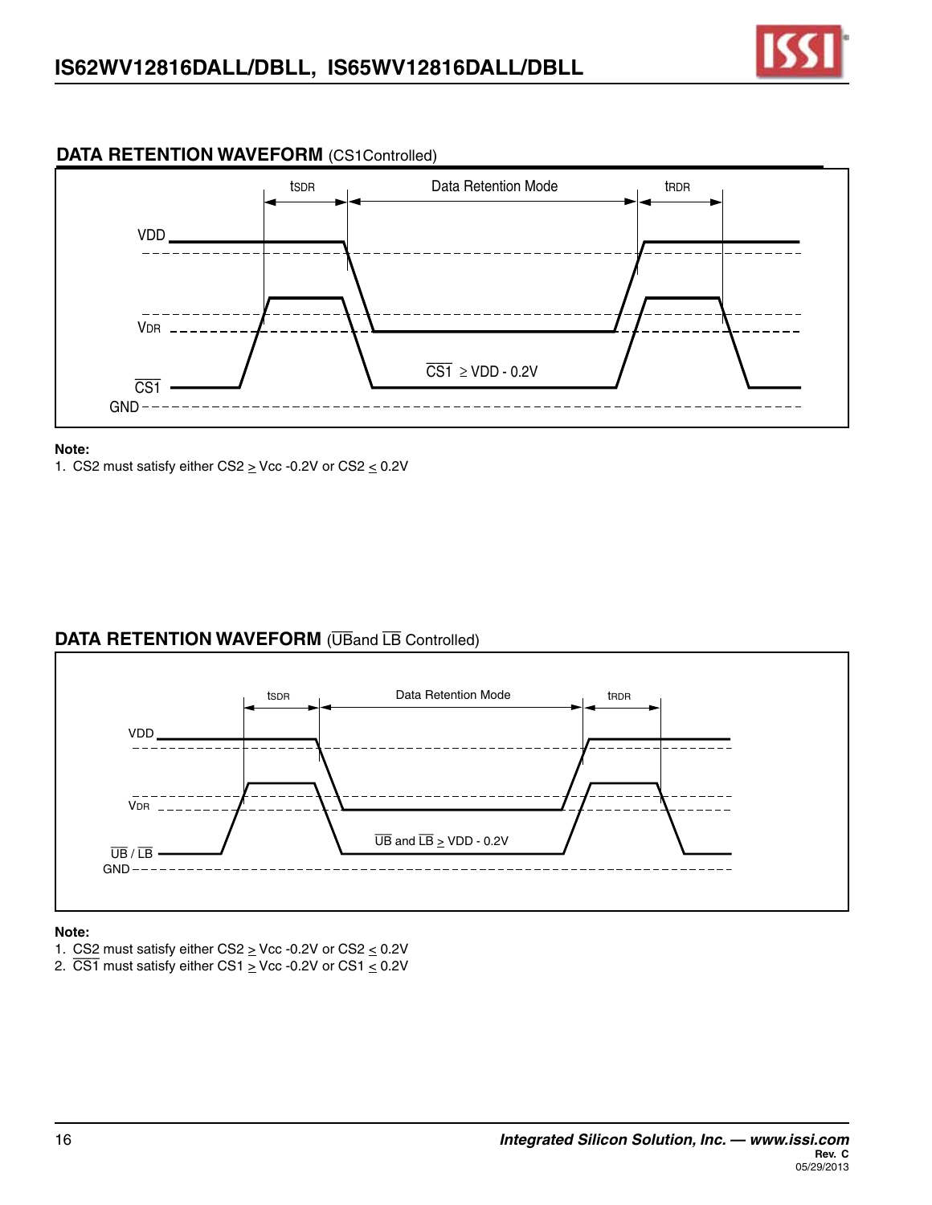## DATA RETENTION WAVEFORM (CS1Controlled)

tSDR | Data Retention Mode | tRDR

VDD

VDR

$\overline{\text{CS1}}$

GND

$\overline{\text{CS1}}$ ≥ VDD - 0.2V

**Note:**

1. CS2 must satisfy either CS2 ≥ Vcc -0.2V or CS2 ≤ 0.2V

## DATA RETENTION WAVEFORM ($\overline{\text{UB}}$and $\overline{\text{LB}}$ Controlled)

tSDR | Data Retention Mode | tRDR

VDD

VDR

$\overline{\text{UB}}$ / $\overline{\text{LB}}$

GND

$\overline{\text{UB}}$ and $\overline{\text{LB}}$ ≥ VDD - 0.2V

**Note:**

1. CS2 must satisfy either CS2 ≥ Vcc -0.2V or CS2 ≤ 0.2V
2. $\overline{\text{CS1}}$ must satisfy either CS1 ≥ Vcc -0.2V or CS1 ≤ 0.2V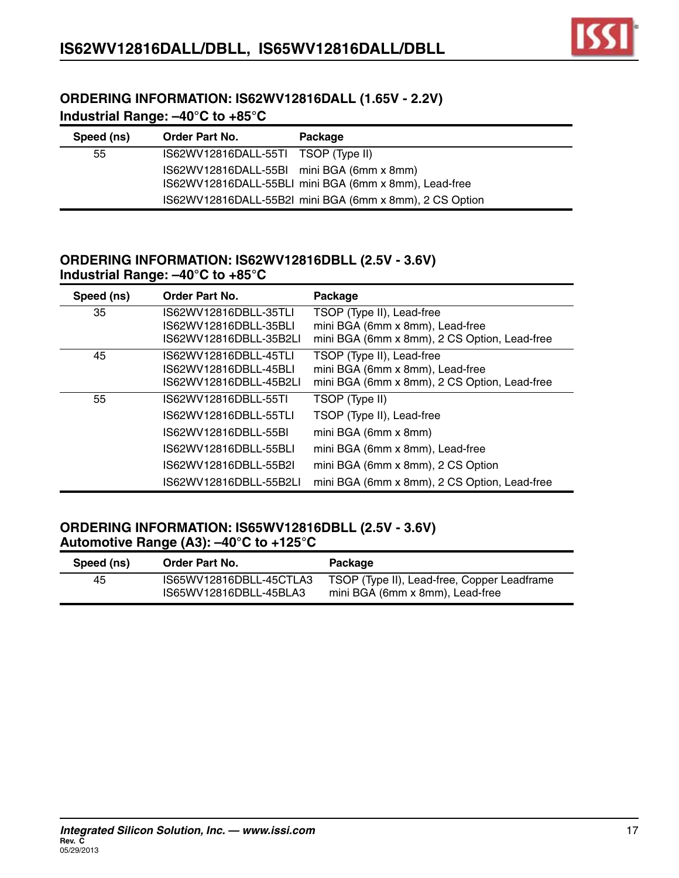## ORDERING INFORMATION: IS62WV12816DALL (1.65V - 2.2V)
### Industrial Range: –40°C to +85°C

| Speed (ns) | Order Part No. | Package |
|---|---|---|
| 55 | IS62WV12816DALL-55TI | TSOP (Type II) |
| | IS62WV12816DALL-55BI | mini BGA (6mm x 8mm) |
| | IS62WV12816DALL-55BLI | mini BGA (6mm x 8mm), Lead-free |
| | IS62WV12816DALL-55B2I | mini BGA (6mm x 8mm), 2 CS Option |

## ORDERING INFORMATION: IS62WV12816DBLL (2.5V - 3.6V)
### Industrial Range: –40°C to +85°C

| Speed (ns) | Order Part No. | Package |
|---|---|---|
| 35 | IS62WV12816DBLL-35TLI | TSOP (Type II), Lead-free |
| | IS62WV12816DBLL-35BLI | mini BGA (6mm x 8mm), Lead-free |
| | IS62WV12816DBLL-35B2LI | mini BGA (6mm x 8mm), 2 CS Option, Lead-free |
| 45 | IS62WV12816DBLL-45TLI | TSOP (Type II), Lead-free |
| | IS62WV12816DBLL-45BLI | mini BGA (6mm x 8mm), Lead-free |
| | IS62WV12816DBLL-45B2LI | mini BGA (6mm x 8mm), 2 CS Option, Lead-free |
| 55 | IS62WV12816DBLL-55TI | TSOP (Type II) |
| | IS62WV12816DBLL-55TLI | TSOP (Type II), Lead-free |
| | IS62WV12816DBLL-55BI | mini BGA (6mm x 8mm) |
| | IS62WV12816DBLL-55BLI | mini BGA (6mm x 8mm), Lead-free |
| | IS62WV12816DBLL-55B2I | mini BGA (6mm x 8mm), 2 CS Option |
| | IS62WV12816DBLL-55B2LI | mini BGA (6mm x 8mm), 2 CS Option, Lead-free |

## ORDERING INFORMATION: IS65WV12816DBLL (2.5V - 3.6V)
### Automotive Range (A3): –40°C to +125°C

| Speed (ns) | Order Part No. | Package |
|---|---|---|
| 45 | IS65WV12816DBLL-45CTLA3 | TSOP (Type II), Lead-free, Copper Leadframe |
| | IS65WV12816DBLL-45BLA3 | mini BGA (6mm x 8mm), Lead-free |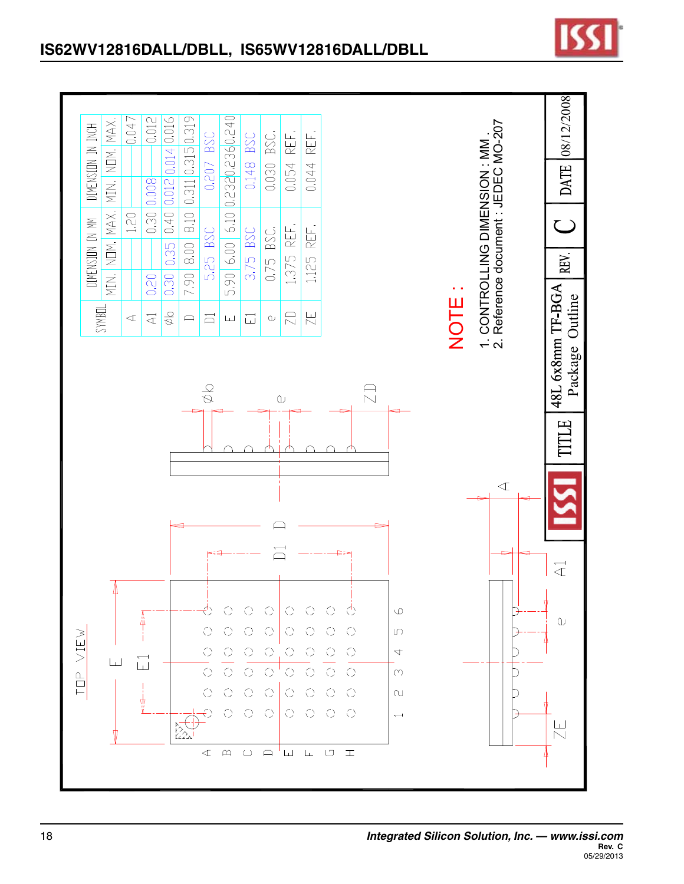| SYMBOL | DIMENSION IN MM | | | DIMENSION IN INCH | | |
|---|---|---|---|---|---|---|
| | MIN. | NOM. | MAX. | MIN. | NOM. | MAX. |
| A | | | 1.20 | | | 0.047 |
| A1 | 0.20 | | 0.30 | 0.008 | | 0.012 |
| ⌀b | 0.30 | 0.35 | 0.40 | 0.012 | 0.014 | 0.016 |
| D | 7.90 | 8.00 | 8.10 | 0.311 | 0.315 | 0.319 |
| D1 | 5.25 BSC | | | 0.207 BSC | | |
| E | 5.90 | 6.00 | 6.10 | 0.232 | 0.236 | 0.240 |
| E1 | 3.75 BSC | | | 0.148 BSC | | |
| e | 0.75 BSC. | | | 0.030 BSC. | | |
| ZD | 1.375 REF. | | | 0.054 REF. | | |
| ZE | 1.125 REF. | | | 0.044 REF. | | |

NOTE :

1. CONTROLLING DIMENSION : MM.
2. Reference document : JEDEC MO-207

| TITLE | 48L 6x8mm TF-BGA Package Outline | REV. | C | DATE | 08/12/2008 |
|---|---|---|---|---|---|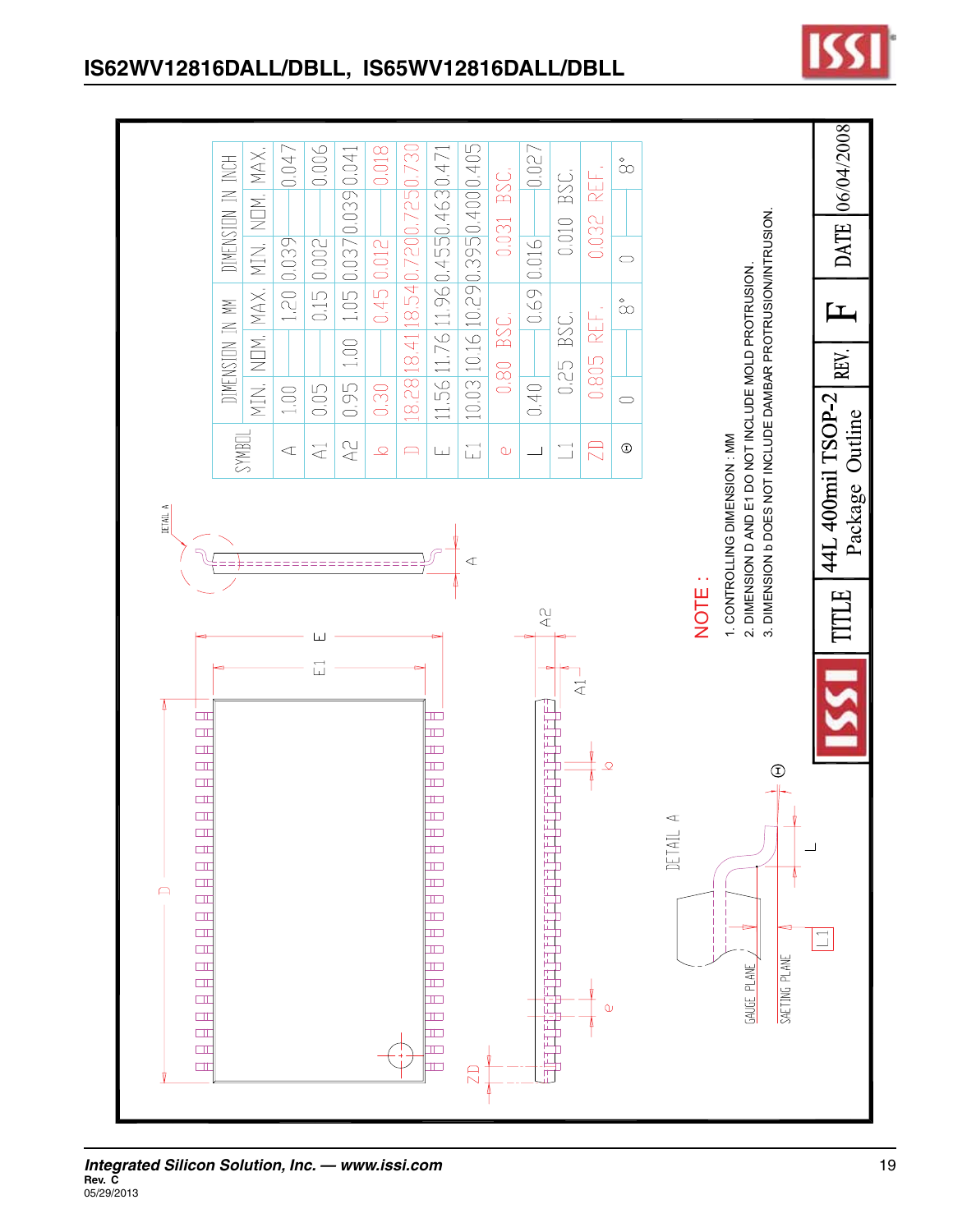| SYMBOL | DIMENSION IN MM | | | DIMENSION IN INCH | | |
|---|---|---|---|---|---|---|
| | MIN. | NOM. | MAX. | MIN. | NOM. | MAX. |
| A | 1.00 | | 1.20 | 0.039 | | 0.047 |
| A1 | 0.05 | | 0.15 | 0.002 | | 0.006 |
| A2 | 0.95 | 1.00 | 1.05 | 0.037 | 0.039 | 0.041 |
| b | 0.30 | | 0.45 | 0.012 | | 0.018 |
| D | 18.28 | 18.41 | 18.54 | 0.720 | 0.725 | 0.730 |
| E | 11.56 | 11.76 | 11.96 | 0.455 | 0.463 | 0.471 |
| E1 | 10.03 | 10.16 | 10.29 | 0.395 | 0.400 | 0.405 |
| e | 0.80 BSC. | | | 0.031 BSC. | | |
| L | 0.40 | | 0.69 | 0.016 | | 0.027 |
| L1 | 0.25 BSC. | | | 0.010 BSC. | | |
| ZD | 0.805 REF. | | | 0.032 REF. | | |
| θ | 0 | | 8° | 0 | | 8° |

DETAIL A

GAUGE PLANE

SEATING PLANE

NOTE :

1. CONTROLLING DIMENSION : MM
2. DIMENSION D AND E1 DO NOT INCLUDE MOLD PROTRUSION.
3. DIMENSION b DOES NOT INCLUDE DAMBAR PROTRUSION/INTRUSION.

| TITLE | 44L 400mil TSOP-2 Package Outline | REV. | F | DATE | 06/04/2008 |
|---|---|---|---|---|---|